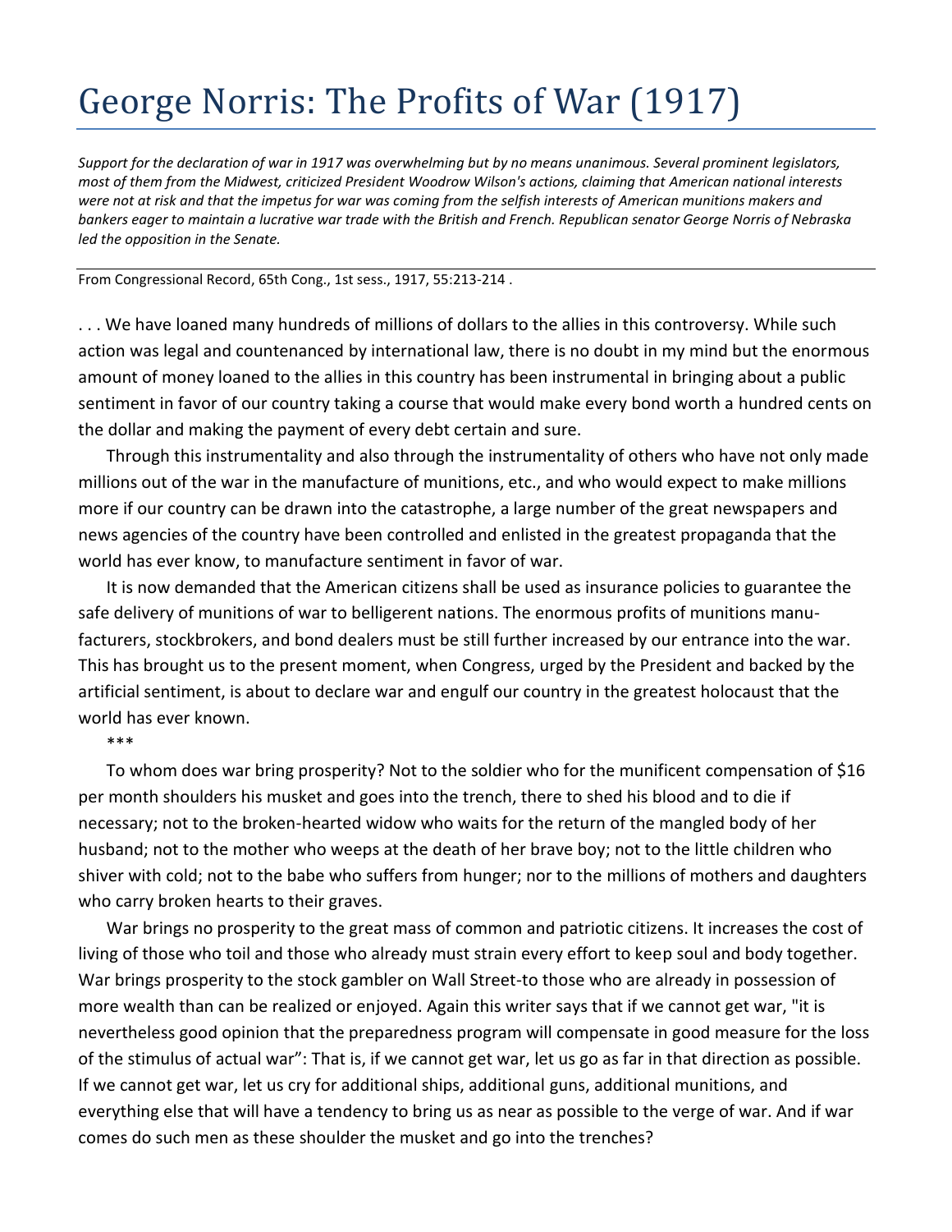# George Norris: The Profits of War (1917)

*Support for the declaration of war in 1917 was overwhelming but by no means unanimous. Several prominent legislators, most of them from the Midwest, criticized President Woodrow Wilson's actions, claiming that American national interests were not at risk and that the impetus for war was coming from the selfish interests of American munitions makers and bankers eager to maintain a lucrative war trade with the British and French. Republican senator George Norris of Nebraska led the opposition in the Senate.*

From Congressional Record, 65th Cong., 1st sess., 1917, 55:213-214 .

. . . We have loaned many hundreds of millions of dollars to the allies in this controversy. While such action was legal and countenanced by international law, there is no doubt in my mind but the enormous amount of money loaned to the allies in this country has been instrumental in bringing about a public sentiment in favor of our country taking a course that would make every bond worth a hundred cents on the dollar and making the payment of every debt certain and sure.

Through this instrumentality and also through the instrumentality of others who have not only made millions out of the war in the manufacture of munitions, etc., and who would expect to make millions more if our country can be drawn into the catastrophe, a large number of the great newspapers and news agencies of the country have been controlled and enlisted in the greatest propaganda that the world has ever know, to manufacture sentiment in favor of war.

It is now demanded that the American citizens shall be used as insurance policies to guarantee the safe delivery of munitions of war to belligerent nations. The enormous profits of munitions manu-facturers, stockbrokers, and bond dealers must be still further increased by our entrance into the war. This has brought us to the present moment, when Congress, urged by the President and backed by the artificial sentiment, is about to declare war and engulf our country in the greatest holocaust that the world has ever known.

***

To whom does war bring prosperity? Not to the soldier who for the munificent compensation of $16 per month shoulders his musket and goes into the trench, there to shed his blood and to die if necessary; not to the broken-hearted widow who waits for the return of the mangled body of her husband; not to the mother who weeps at the death of her brave boy; not to the little children who shiver with cold; not to the babe who suffers from hunger; nor to the millions of mothers and daughters who carry broken hearts to their graves.

War brings no prosperity to the great mass of common and patriotic citizens. It increases the cost of living of those who toil and those who already must strain every effort to keep soul and body together. War brings prosperity to the stock gambler on Wall Street-to those who are already in possession of more wealth than can be realized or enjoyed. Again this writer says that if we cannot get war, "it is nevertheless good opinion that the preparedness program will compensate in good measure for the loss of the stimulus of actual war": That is, if we cannot get war, let us go as far in that direction as possible. If we cannot get war, let us cry for additional ships, additional guns, additional munitions, and everything else that will have a tendency to bring us as near as possible to the verge of war. And if war comes do such men as these shoulder the musket and go into the trenches?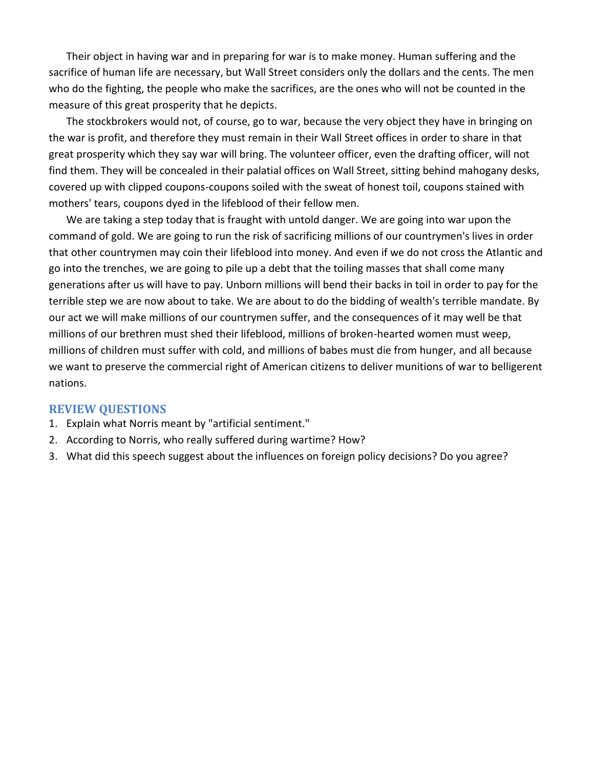Their object in having war and in preparing for war is to make money. Human suffering and the sacrifice of human life are necessary, but Wall Street considers only the dollars and the cents. The men who do the fighting, the people who make the sacrifices, are the ones who will not be counted in the measure of this great prosperity that he depicts.

The stockbrokers would not, of course, go to war, because the very object they have in bringing on the war is profit, and therefore they must remain in their Wall Street offices in order to share in that great prosperity which they say war will bring. The volunteer officer, even the drafting officer, will not find them. They will be concealed in their palatial offices on Wall Street, sitting behind mahogany desks, covered up with clipped coupons-coupons soiled with the sweat of honest toil, coupons stained with mothers' tears, coupons dyed in the lifeblood of their fellow men.

We are taking a step today that is fraught with untold danger. We are going into war upon the command of gold. We are going to run the risk of sacrificing millions of our countrymen's lives in order that other countrymen may coin their lifeblood into money. And even if we do not cross the Atlantic and go into the trenches, we are going to pile up a debt that the toiling masses that shall come many generations after us will have to pay. Unborn millions will bend their backs in toil in order to pay for the terrible step we are now about to take. We are about to do the bidding of wealth's terrible mandate. By our act we will make millions of our countrymen suffer, and the consequences of it may well be that millions of our brethren must shed their lifeblood, millions of broken-hearted women must weep, millions of children must suffer with cold, and millions of babes must die from hunger, and all because we want to preserve the commercial right of American citizens to deliver munitions of war to belligerent nations.

## REVIEW QUESTIONS

1. Explain what Norris meant by "artificial sentiment."
2. According to Norris, who really suffered during wartime? How?
3. What did this speech suggest about the influences on foreign policy decisions? Do you agree?